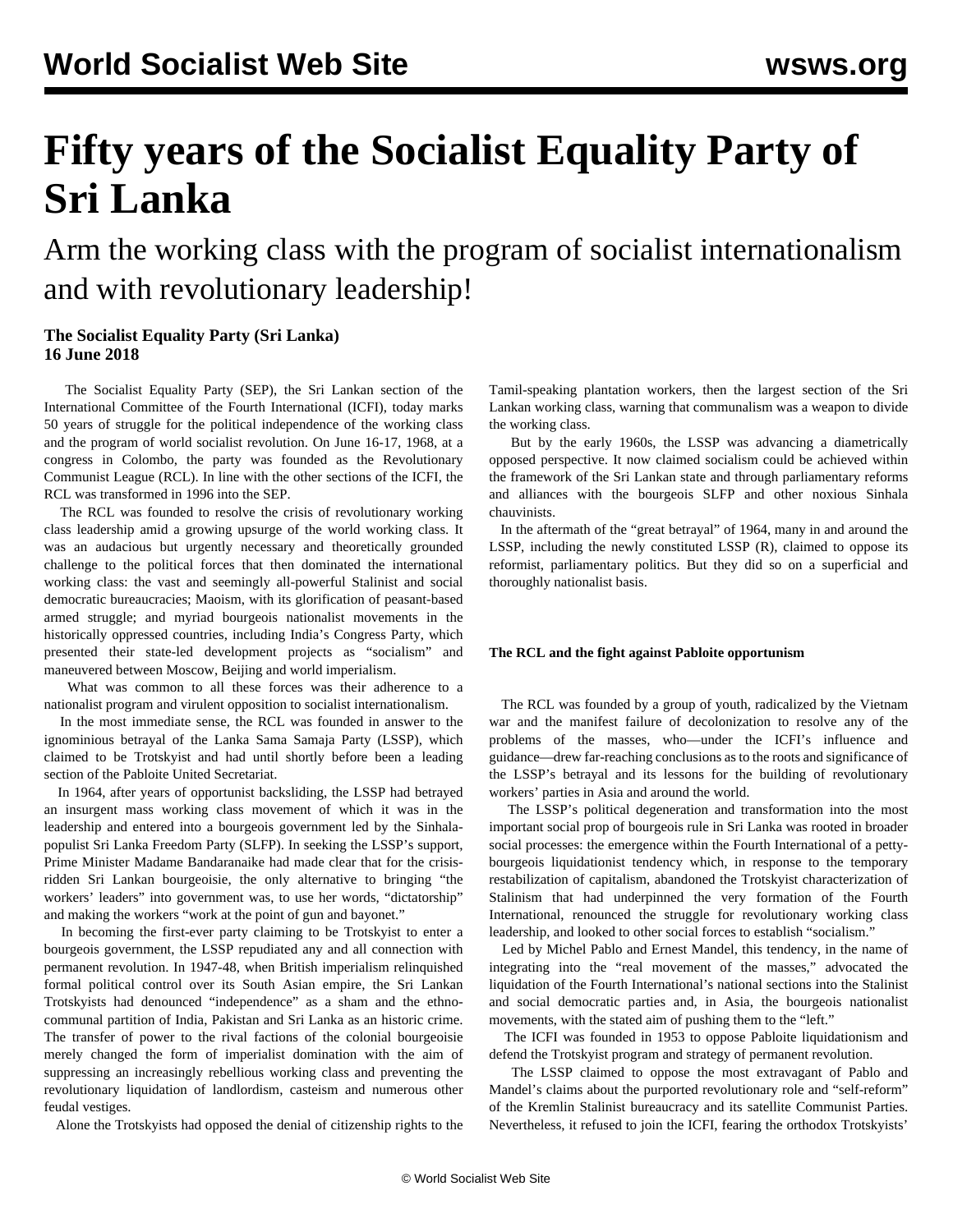# Fifty years of the Socialist Equality Party of Sri Lanka

## Arm the working class with the program of socialist internationalism and with revolutionary leadership!

**The Socialist Equality Party (Sri Lanka)**
**16 June 2018**

The Socialist Equality Party (SEP), the Sri Lankan section of the International Committee of the Fourth International (ICFI), today marks 50 years of struggle for the political independence of the working class and the program of world socialist revolution. On June 16-17, 1968, at a congress in Colombo, the party was founded as the Revolutionary Communist League (RCL). In line with the other sections of the ICFI, the RCL was transformed in 1996 into the SEP.

The RCL was founded to resolve the crisis of revolutionary working class leadership amid a growing upsurge of the world working class. It was an audacious but urgently necessary and theoretically grounded challenge to the political forces that then dominated the international working class: the vast and seemingly all-powerful Stalinist and social democratic bureaucracies; Maoism, with its glorification of peasant-based armed struggle; and myriad bourgeois nationalist movements in the historically oppressed countries, including India's Congress Party, which presented their state-led development projects as "socialism" and maneuvered between Moscow, Beijing and world imperialism.

What was common to all these forces was their adherence to a nationalist program and virulent opposition to socialist internationalism.

In the most immediate sense, the RCL was founded in answer to the ignominious betrayal of the Lanka Sama Samaja Party (LSSP), which claimed to be Trotskyist and had until shortly before been a leading section of the Pabloite United Secretariat.

In 1964, after years of opportunist backsliding, the LSSP had betrayed an insurgent mass working class movement of which it was in the leadership and entered into a bourgeois government led by the Sinhala-populist Sri Lanka Freedom Party (SLFP). In seeking the LSSP's support, Prime Minister Madame Bandaranaike had made clear that for the crisis-ridden Sri Lankan bourgeoisie, the only alternative to bringing "the workers' leaders" into government was, to use her words, "dictatorship" and making the workers "work at the point of gun and bayonet."

In becoming the first-ever party claiming to be Trotskyist to enter a bourgeois government, the LSSP repudiated any and all connection with permanent revolution. In 1947-48, when British imperialism relinquished formal political control over its South Asian empire, the Sri Lankan Trotskyists had denounced "independence" as a sham and the ethno-communal partition of India, Pakistan and Sri Lanka as an historic crime. The transfer of power to the rival factions of the colonial bourgeoisie merely changed the form of imperialist domination with the aim of suppressing an increasingly rebellious working class and preventing the revolutionary liquidation of landlordism, casteism and numerous other feudal vestiges.

Alone the Trotskyists had opposed the denial of citizenship rights to the Tamil-speaking plantation workers, then the largest section of the Sri Lankan working class, warning that communalism was a weapon to divide the working class.

But by the early 1960s, the LSSP was advancing a diametrically opposed perspective. It now claimed socialism could be achieved within the framework of the Sri Lankan state and through parliamentary reforms and alliances with the bourgeois SLFP and other noxious Sinhala chauvinists.

In the aftermath of the "great betrayal" of 1964, many in and around the LSSP, including the newly constituted LSSP (R), claimed to oppose its reformist, parliamentary politics. But they did so on a superficial and thoroughly nationalist basis.

**The RCL and the fight against Pabloite opportunism**

The RCL was founded by a group of youth, radicalized by the Vietnam war and the manifest failure of decolonization to resolve any of the problems of the masses, who—under the ICFI's influence and guidance—drew far-reaching conclusions as to the roots and significance of the LSSP's betrayal and its lessons for the building of revolutionary workers' parties in Asia and around the world.

The LSSP's political degeneration and transformation into the most important social prop of bourgeois rule in Sri Lanka was rooted in broader social processes: the emergence within the Fourth International of a petty-bourgeois liquidationist tendency which, in response to the temporary restabilization of capitalism, abandoned the Trotskyist characterization of Stalinism that had underpinned the very formation of the Fourth International, renounced the struggle for revolutionary working class leadership, and looked to other social forces to establish "socialism."

Led by Michel Pablo and Ernest Mandel, this tendency, in the name of integrating into the "real movement of the masses," advocated the liquidation of the Fourth International's national sections into the Stalinist and social democratic parties and, in Asia, the bourgeois nationalist movements, with the stated aim of pushing them to the "left."

The ICFI was founded in 1953 to oppose Pabloite liquidationism and defend the Trotskyist program and strategy of permanent revolution.

The LSSP claimed to oppose the most extravagant of Pablo and Mandel's claims about the purported revolutionary role and "self-reform" of the Kremlin Stalinist bureaucracy and its satellite Communist Parties. Nevertheless, it refused to join the ICFI, fearing the orthodox Trotskyists'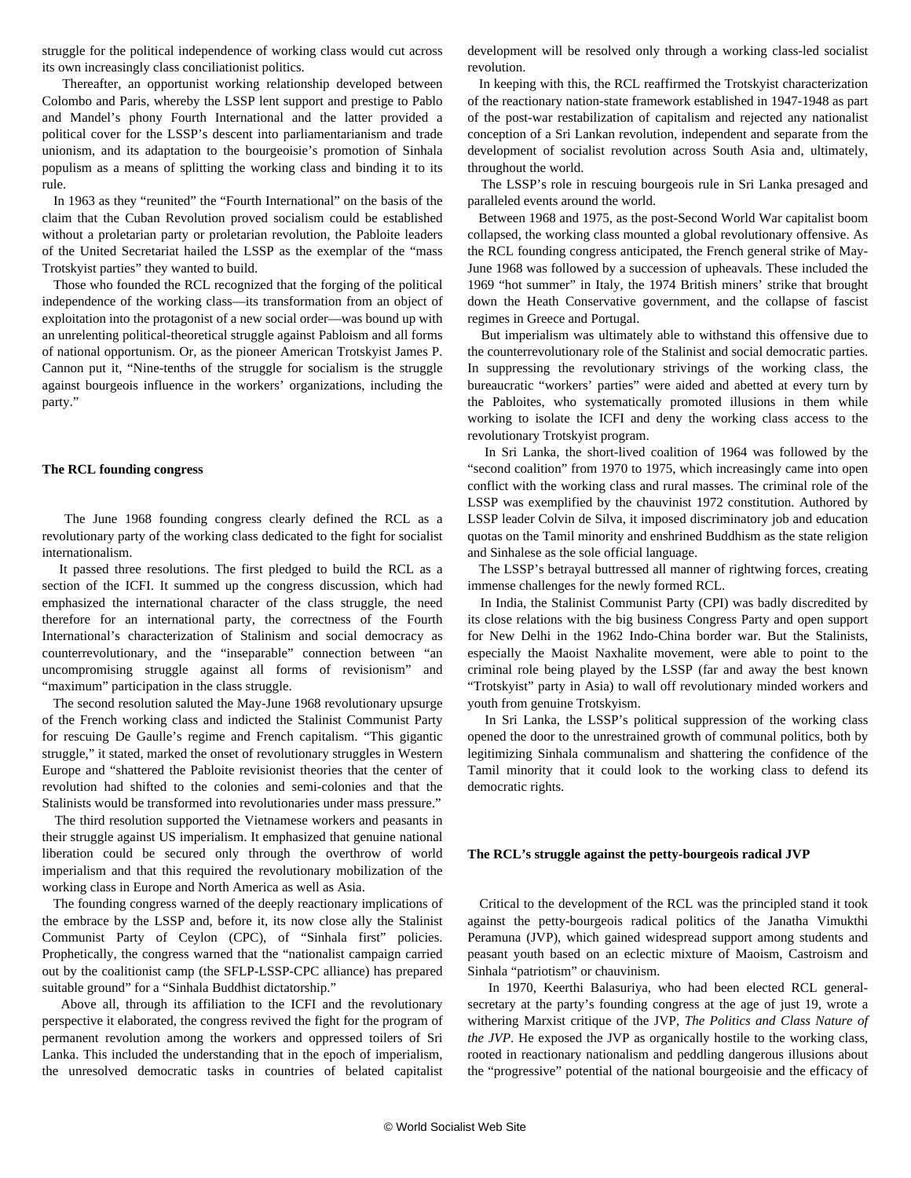struggle for the political independence of working class would cut across its own increasingly class conciliationist politics.

Thereafter, an opportunist working relationship developed between Colombo and Paris, whereby the LSSP lent support and prestige to Pablo and Mandel's phony Fourth International and the latter provided a political cover for the LSSP's descent into parliamentarianism and trade unionism, and its adaptation to the bourgeoisie's promotion of Sinhala populism as a means of splitting the working class and binding it to its rule.

In 1963 as they "reunited" the "Fourth International" on the basis of the claim that the Cuban Revolution proved socialism could be established without a proletarian party or proletarian revolution, the Pabloite leaders of the United Secretariat hailed the LSSP as the exemplar of the "mass Trotskyist parties" they wanted to build.

Those who founded the RCL recognized that the forging of the political independence of the working class—its transformation from an object of exploitation into the protagonist of a new social order—was bound up with an unrelenting political-theoretical struggle against Pabloism and all forms of national opportunism. Or, as the pioneer American Trotskyist James P. Cannon put it, "Nine-tenths of the struggle for socialism is the struggle against bourgeois influence in the workers' organizations, including the party."

**The RCL founding congress**

The June 1968 founding congress clearly defined the RCL as a revolutionary party of the working class dedicated to the fight for socialist internationalism.

It passed three resolutions. The first pledged to build the RCL as a section of the ICFI. It summed up the congress discussion, which had emphasized the international character of the class struggle, the need therefore for an international party, the correctness of the Fourth International's characterization of Stalinism and social democracy as counterrevolutionary, and the "inseparable" connection between "an uncompromising struggle against all forms of revisionism" and "maximum" participation in the class struggle.

The second resolution saluted the May-June 1968 revolutionary upsurge of the French working class and indicted the Stalinist Communist Party for rescuing De Gaulle's regime and French capitalism. "This gigantic struggle," it stated, marked the onset of revolutionary struggles in Western Europe and "shattered the Pabloite revisionist theories that the center of revolution had shifted to the colonies and semi-colonies and that the Stalinists would be transformed into revolutionaries under mass pressure."

The third resolution supported the Vietnamese workers and peasants in their struggle against US imperialism. It emphasized that genuine national liberation could be secured only through the overthrow of world imperialism and that this required the revolutionary mobilization of the working class in Europe and North America as well as Asia.

The founding congress warned of the deeply reactionary implications of the embrace by the LSSP and, before it, its now close ally the Stalinist Communist Party of Ceylon (CPC), of "Sinhala first" policies. Prophetically, the congress warned that the "nationalist campaign carried out by the coalitionist camp (the SFLP-LSSP-CPC alliance) has prepared suitable ground" for a "Sinhala Buddhist dictatorship."

Above all, through its affiliation to the ICFI and the revolutionary perspective it elaborated, the congress revived the fight for the program of permanent revolution among the workers and oppressed toilers of Sri Lanka. This included the understanding that in the epoch of imperialism, the unresolved democratic tasks in countries of belated capitalist development will be resolved only through a working class-led socialist revolution.

In keeping with this, the RCL reaffirmed the Trotskyist characterization of the reactionary nation-state framework established in 1947-1948 as part of the post-war restabilization of capitalism and rejected any nationalist conception of a Sri Lankan revolution, independent and separate from the development of socialist revolution across South Asia and, ultimately, throughout the world.

The LSSP's role in rescuing bourgeois rule in Sri Lanka presaged and paralleled events around the world.

Between 1968 and 1975, as the post-Second World War capitalist boom collapsed, the working class mounted a global revolutionary offensive. As the RCL founding congress anticipated, the French general strike of May-June 1968 was followed by a succession of upheavals. These included the 1969 "hot summer" in Italy, the 1974 British miners' strike that brought down the Heath Conservative government, and the collapse of fascist regimes in Greece and Portugal.

But imperialism was ultimately able to withstand this offensive due to the counterrevolutionary role of the Stalinist and social democratic parties. In suppressing the revolutionary strivings of the working class, the bureaucratic "workers' parties" were aided and abetted at every turn by the Pabloites, who systematically promoted illusions in them while working to isolate the ICFI and deny the working class access to the revolutionary Trotskyist program.

In Sri Lanka, the short-lived coalition of 1964 was followed by the "second coalition" from 1970 to 1975, which increasingly came into open conflict with the working class and rural masses. The criminal role of the LSSP was exemplified by the chauvinist 1972 constitution. Authored by LSSP leader Colvin de Silva, it imposed discriminatory job and education quotas on the Tamil minority and enshrined Buddhism as the state religion and Sinhalese as the sole official language.

The LSSP's betrayal buttressed all manner of rightwing forces, creating immense challenges for the newly formed RCL.

In India, the Stalinist Communist Party (CPI) was badly discredited by its close relations with the big business Congress Party and open support for New Delhi in the 1962 Indo-China border war. But the Stalinists, especially the Maoist Naxhalite movement, were able to point to the criminal role being played by the LSSP (far and away the best known "Trotskyist" party in Asia) to wall off revolutionary minded workers and youth from genuine Trotskyism.

In Sri Lanka, the LSSP's political suppression of the working class opened the door to the unrestrained growth of communal politics, both by legitimizing Sinhala communalism and shattering the confidence of the Tamil minority that it could look to the working class to defend its democratic rights.

**The RCL's struggle against the petty-bourgeois radical JVP**

Critical to the development of the RCL was the principled stand it took against the petty-bourgeois radical politics of the Janatha Vimukthi Peramuna (JVP), which gained widespread support among students and peasant youth based on an eclectic mixture of Maoism, Castroism and Sinhala "patriotism" or chauvinism.

In 1970, Keerthi Balasuriya, who had been elected RCL general-secretary at the party's founding congress at the age of just 19, wrote a withering Marxist critique of the JVP, *The Politics and Class Nature of the JVP*. He exposed the JVP as organically hostile to the working class, rooted in reactionary nationalism and peddling dangerous illusions about the "progressive" potential of the national bourgeoisie and the efficacy of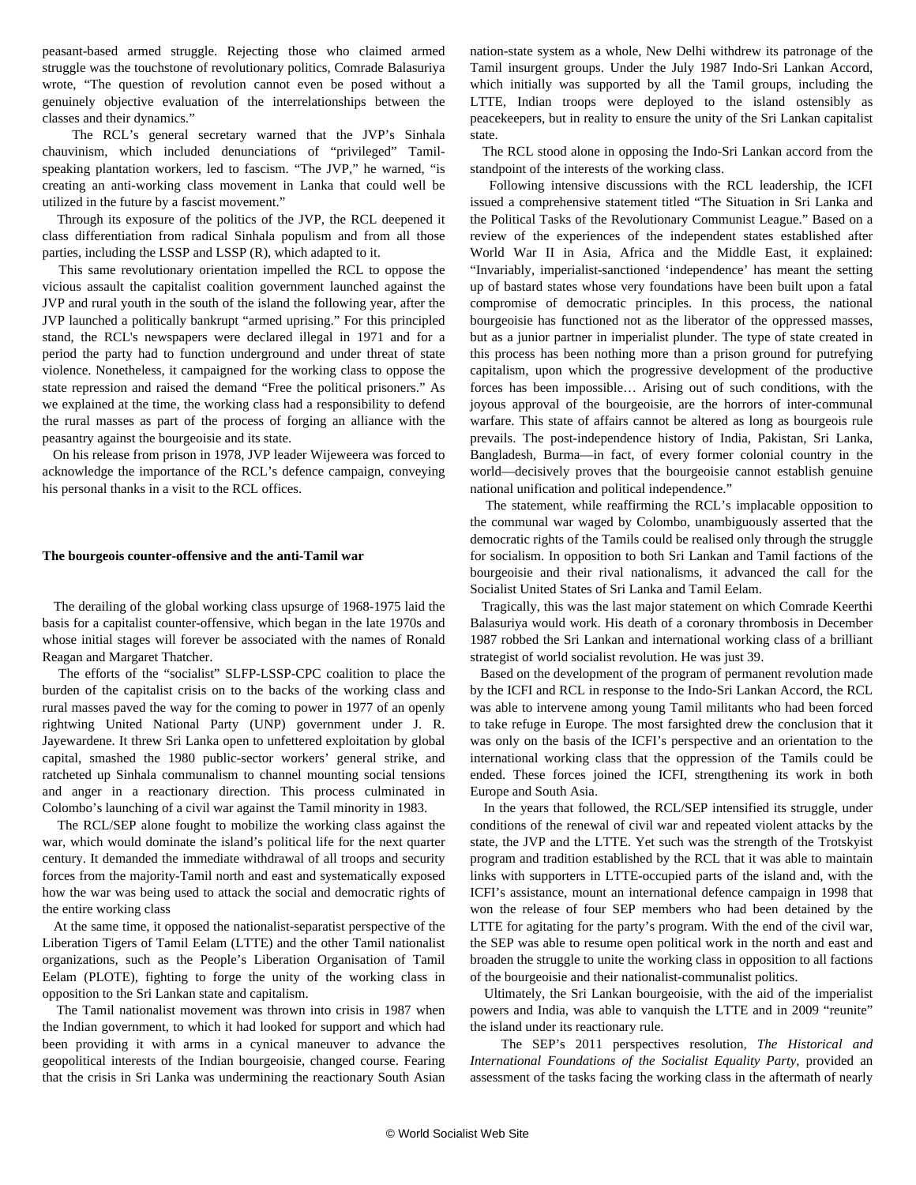peasant-based armed struggle. Rejecting those who claimed armed struggle was the touchstone of revolutionary politics, Comrade Balasuriya wrote, "The question of revolution cannot even be posed without a genuinely objective evaluation of the interrelationships between the classes and their dynamics."

The RCL's general secretary warned that the JVP's Sinhala chauvinism, which included denunciations of "privileged" Tamil-speaking plantation workers, led to fascism. "The JVP," he warned, "is creating an anti-working class movement in Lanka that could well be utilized in the future by a fascist movement."

Through its exposure of the politics of the JVP, the RCL deepened it class differentiation from radical Sinhala populism and from all those parties, including the LSSP and LSSP (R), which adapted to it.

This same revolutionary orientation impelled the RCL to oppose the vicious assault the capitalist coalition government launched against the JVP and rural youth in the south of the island the following year, after the JVP launched a politically bankrupt "armed uprising." For this principled stand, the RCL's newspapers were declared illegal in 1971 and for a period the party had to function underground and under threat of state violence. Nonetheless, it campaigned for the working class to oppose the state repression and raised the demand "Free the political prisoners." As we explained at the time, the working class had a responsibility to defend the rural masses as part of the process of forging an alliance with the peasantry against the bourgeoisie and its state.

On his release from prison in 1978, JVP leader Wijeweera was forced to acknowledge the importance of the RCL's defence campaign, conveying his personal thanks in a visit to the RCL offices.

**The bourgeois counter-offensive and the anti-Tamil war**

The derailing of the global working class upsurge of 1968-1975 laid the basis for a capitalist counter-offensive, which began in the late 1970s and whose initial stages will forever be associated with the names of Ronald Reagan and Margaret Thatcher.

The efforts of the "socialist" SLFP-LSSP-CPC coalition to place the burden of the capitalist crisis on to the backs of the working class and rural masses paved the way for the coming to power in 1977 of an openly rightwing United National Party (UNP) government under J. R. Jayewardene. It threw Sri Lanka open to unfettered exploitation by global capital, smashed the 1980 public-sector workers' general strike, and ratcheted up Sinhala communalism to channel mounting social tensions and anger in a reactionary direction. This process culminated in Colombo's launching of a civil war against the Tamil minority in 1983.

The RCL/SEP alone fought to mobilize the working class against the war, which would dominate the island's political life for the next quarter century. It demanded the immediate withdrawal of all troops and security forces from the majority-Tamil north and east and systematically exposed how the war was being used to attack the social and democratic rights of the entire working class

At the same time, it opposed the nationalist-separatist perspective of the Liberation Tigers of Tamil Eelam (LTTE) and the other Tamil nationalist organizations, such as the People's Liberation Organisation of Tamil Eelam (PLOTE), fighting to forge the unity of the working class in opposition to the Sri Lankan state and capitalism.

The Tamil nationalist movement was thrown into crisis in 1987 when the Indian government, to which it had looked for support and which had been providing it with arms in a cynical maneuver to advance the geopolitical interests of the Indian bourgeoisie, changed course. Fearing that the crisis in Sri Lanka was undermining the reactionary South Asian nation-state system as a whole, New Delhi withdrew its patronage of the Tamil insurgent groups. Under the July 1987 Indo-Sri Lankan Accord, which initially was supported by all the Tamil groups, including the LTTE, Indian troops were deployed to the island ostensibly as peacekeepers, but in reality to ensure the unity of the Sri Lankan capitalist state.

The RCL stood alone in opposing the Indo-Sri Lankan accord from the standpoint of the interests of the working class.

Following intensive discussions with the RCL leadership, the ICFI issued a comprehensive statement titled "The Situation in Sri Lanka and the Political Tasks of the Revolutionary Communist League." Based on a review of the experiences of the independent states established after World War II in Asia, Africa and the Middle East, it explained: "Invariably, imperialist-sanctioned 'independence' has meant the setting up of bastard states whose very foundations have been built upon a fatal compromise of democratic principles. In this process, the national bourgeoisie has functioned not as the liberator of the oppressed masses, but as a junior partner in imperialist plunder. The type of state created in this process has been nothing more than a prison ground for putrefying capitalism, upon which the progressive development of the productive forces has been impossible… Arising out of such conditions, with the joyous approval of the bourgeoisie, are the horrors of inter-communal warfare. This state of affairs cannot be altered as long as bourgeois rule prevails. The post-independence history of India, Pakistan, Sri Lanka, Bangladesh, Burma—in fact, of every former colonial country in the world—decisively proves that the bourgeoisie cannot establish genuine national unification and political independence."

The statement, while reaffirming the RCL's implacable opposition to the communal war waged by Colombo, unambiguously asserted that the democratic rights of the Tamils could be realised only through the struggle for socialism. In opposition to both Sri Lankan and Tamil factions of the bourgeoisie and their rival nationalisms, it advanced the call for the Socialist United States of Sri Lanka and Tamil Eelam.

Tragically, this was the last major statement on which Comrade Keerthi Balasuriya would work. His death of a coronary thrombosis in December 1987 robbed the Sri Lankan and international working class of a brilliant strategist of world socialist revolution. He was just 39.

Based on the development of the program of permanent revolution made by the ICFI and RCL in response to the Indo-Sri Lankan Accord, the RCL was able to intervene among young Tamil militants who had been forced to take refuge in Europe. The most farsighted drew the conclusion that it was only on the basis of the ICFI's perspective and an orientation to the international working class that the oppression of the Tamils could be ended. These forces joined the ICFI, strengthening its work in both Europe and South Asia.

In the years that followed, the RCL/SEP intensified its struggle, under conditions of the renewal of civil war and repeated violent attacks by the state, the JVP and the LTTE. Yet such was the strength of the Trotskyist program and tradition established by the RCL that it was able to maintain links with supporters in LTTE-occupied parts of the island and, with the ICFI's assistance, mount an international defence campaign in 1998 that won the release of four SEP members who had been detained by the LTTE for agitating for the party's program. With the end of the civil war, the SEP was able to resume open political work in the north and east and broaden the struggle to unite the working class in opposition to all factions of the bourgeoisie and their nationalist-communalist politics.

Ultimately, the Sri Lankan bourgeoisie, with the aid of the imperialist powers and India, was able to vanquish the LTTE and in 2009 "reunite" the island under its reactionary rule.

The SEP's 2011 perspectives resolution, *The Historical and International Foundations of the Socialist Equality Party*, provided an assessment of the tasks facing the working class in the aftermath of nearly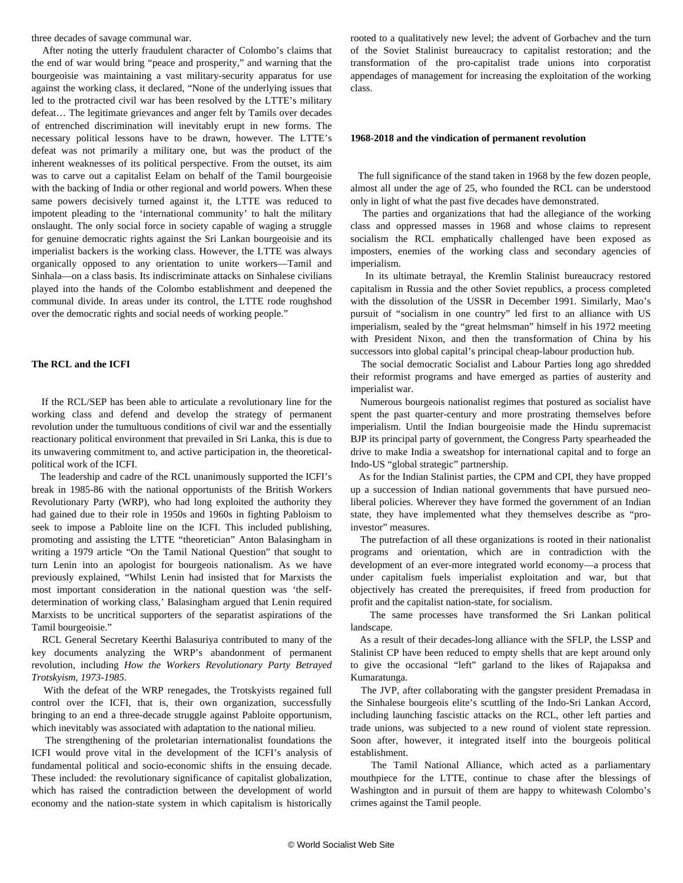three decades of savage communal war.

After noting the utterly fraudulent character of Colombo's claims that the end of war would bring "peace and prosperity," and warning that the bourgeoisie was maintaining a vast military-security apparatus for use against the working class, it declared, "None of the underlying issues that led to the protracted civil war has been resolved by the LTTE's military defeat… The legitimate grievances and anger felt by Tamils over decades of entrenched discrimination will inevitably erupt in new forms. The necessary political lessons have to be drawn, however. The LTTE's defeat was not primarily a military one, but was the product of the inherent weaknesses of its political perspective. From the outset, its aim was to carve out a capitalist Eelam on behalf of the Tamil bourgeoisie with the backing of India or other regional and world powers. When these same powers decisively turned against it, the LTTE was reduced to impotent pleading to the 'international community' to halt the military onslaught. The only social force in society capable of waging a struggle for genuine democratic rights against the Sri Lankan bourgeoisie and its imperialist backers is the working class. However, the LTTE was always organically opposed to any orientation to unite workers—Tamil and Sinhala—on a class basis. Its indiscriminate attacks on Sinhalese civilians played into the hands of the Colombo establishment and deepened the communal divide. In areas under its control, the LTTE rode roughshod over the democratic rights and social needs of working people."

**The RCL and the ICFI**

If the RCL/SEP has been able to articulate a revolutionary line for the working class and defend and develop the strategy of permanent revolution under the tumultuous conditions of civil war and the essentially reactionary political environment that prevailed in Sri Lanka, this is due to its unwavering commitment to, and active participation in, the theoretical-political work of the ICFI.

The leadership and cadre of the RCL unanimously supported the ICFI's break in 1985-86 with the national opportunists of the British Workers Revolutionary Party (WRP), who had long exploited the authority they had gained due to their role in 1950s and 1960s in fighting Pabloism to seek to impose a Pabloite line on the ICFI. This included publishing, promoting and assisting the LTTE "theoretician" Anton Balasingham in writing a 1979 article "On the Tamil National Question" that sought to turn Lenin into an apologist for bourgeois nationalism. As we have previously explained, "Whilst Lenin had insisted that for Marxists the most important consideration in the national question was 'the self-determination of working class,' Balasingham argued that Lenin required Marxists to be uncritical supporters of the separatist aspirations of the Tamil bourgeoisie."

RCL General Secretary Keerthi Balasuriya contributed to many of the key documents analyzing the WRP's abandonment of permanent revolution, including *How the Workers Revolutionary Party Betrayed Trotskyism, 1973-1985*.

With the defeat of the WRP renegades, the Trotskyists regained full control over the ICFI, that is, their own organization, successfully bringing to an end a three-decade struggle against Pabloite opportunism, which inevitably was associated with adaptation to the national milieu.

The strengthening of the proletarian internationalist foundations the ICFI would prove vital in the development of the ICFI's analysis of fundamental political and socio-economic shifts in the ensuing decade. These included: the revolutionary significance of capitalist globalization, which has raised the contradiction between the development of world economy and the nation-state system in which capitalism is historically rooted to a qualitatively new level; the advent of Gorbachev and the turn of the Soviet Stalinist bureaucracy to capitalist restoration; and the transformation of the pro-capitalist trade unions into corporatist appendages of management for increasing the exploitation of the working class.

**1968-2018 and the vindication of permanent revolution**

The full significance of the stand taken in 1968 by the few dozen people, almost all under the age of 25, who founded the RCL can be understood only in light of what the past five decades have demonstrated.

The parties and organizations that had the allegiance of the working class and oppressed masses in 1968 and whose claims to represent socialism the RCL emphatically challenged have been exposed as imposters, enemies of the working class and secondary agencies of imperialism.

In its ultimate betrayal, the Kremlin Stalinist bureaucracy restored capitalism in Russia and the other Soviet republics, a process completed with the dissolution of the USSR in December 1991. Similarly, Mao's pursuit of "socialism in one country" led first to an alliance with US imperialism, sealed by the "great helmsman" himself in his 1972 meeting with President Nixon, and then the transformation of China by his successors into global capital's principal cheap-labour production hub.

The social democratic Socialist and Labour Parties long ago shredded their reformist programs and have emerged as parties of austerity and imperialist war.

Numerous bourgeois nationalist regimes that postured as socialist have spent the past quarter-century and more prostrating themselves before imperialism. Until the Indian bourgeoisie made the Hindu supremacist BJP its principal party of government, the Congress Party spearheaded the drive to make India a sweatshop for international capital and to forge an Indo-US "global strategic" partnership.

As for the Indian Stalinist parties, the CPM and CPI, they have propped up a succession of Indian national governments that have pursued neo-liberal policies. Wherever they have formed the government of an Indian state, they have implemented what they themselves describe as "pro-investor" measures.

The putrefaction of all these organizations is rooted in their nationalist programs and orientation, which are in contradiction with the development of an ever-more integrated world economy—a process that under capitalism fuels imperialist exploitation and war, but that objectively has created the prerequisites, if freed from production for profit and the capitalist nation-state, for socialism.

The same processes have transformed the Sri Lankan political landscape.

As a result of their decades-long alliance with the SFLP, the LSSP and Stalinist CP have been reduced to empty shells that are kept around only to give the occasional "left" garland to the likes of Rajapaksa and Kumaratunga.

The JVP, after collaborating with the gangster president Premadasa in the Sinhalese bourgeois elite's scuttling of the Indo-Sri Lankan Accord, including launching fascistic attacks on the RCL, other left parties and trade unions, was subjected to a new round of violent state repression. Soon after, however, it integrated itself into the bourgeois political establishment.

The Tamil National Alliance, which acted as a parliamentary mouthpiece for the LTTE, continue to chase after the blessings of Washington and in pursuit of them are happy to whitewash Colombo's crimes against the Tamil people.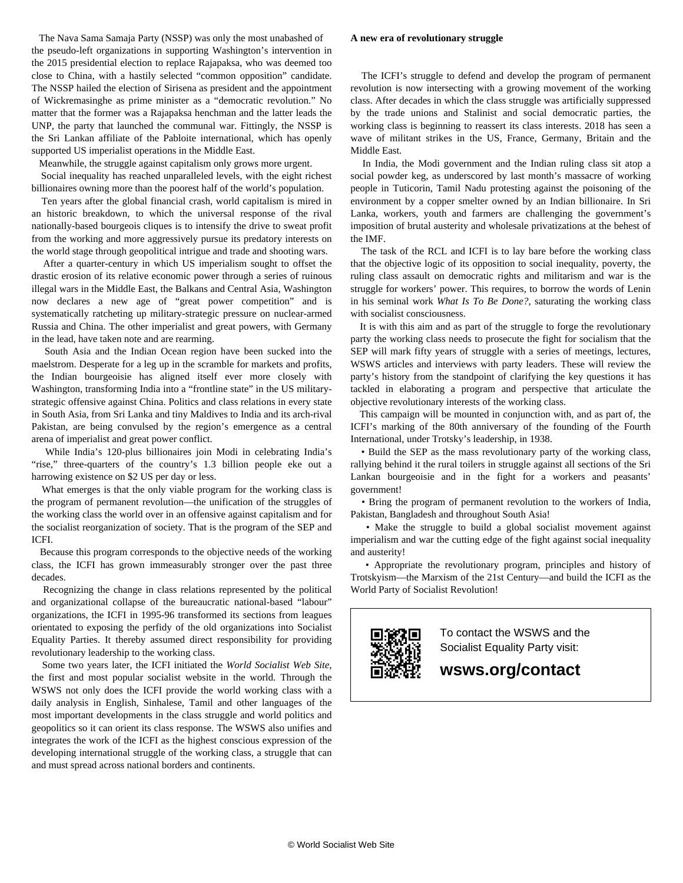The Nava Sama Samaja Party (NSSP) was only the most unabashed of the pseudo-left organizations in supporting Washington's intervention in the 2015 presidential election to replace Rajapaksa, who was deemed too close to China, with a hastily selected "common opposition" candidate. The NSSP hailed the election of Sirisena as president and the appointment of Wickremasinghe as prime minister as a "democratic revolution." No matter that the former was a Rajapaksa henchman and the latter leads the UNP, the party that launched the communal war. Fittingly, the NSSP is the Sri Lankan affiliate of the Pabloite international, which has openly supported US imperialist operations in the Middle East.

Meanwhile, the struggle against capitalism only grows more urgent.

Social inequality has reached unparalleled levels, with the eight richest billionaires owning more than the poorest half of the world's population.

Ten years after the global financial crash, world capitalism is mired in an historic breakdown, to which the universal response of the rival nationally-based bourgeois cliques is to intensify the drive to sweat profit from the working and more aggressively pursue its predatory interests on the world stage through geopolitical intrigue and trade and shooting wars.

After a quarter-century in which US imperialism sought to offset the drastic erosion of its relative economic power through a series of ruinous illegal wars in the Middle East, the Balkans and Central Asia, Washington now declares a new age of "great power competition" and is systematically ratcheting up military-strategic pressure on nuclear-armed Russia and China. The other imperialist and great powers, with Germany in the lead, have taken note and are rearming.

South Asia and the Indian Ocean region have been sucked into the maelstrom. Desperate for a leg up in the scramble for markets and profits, the Indian bourgeoisie has aligned itself ever more closely with Washington, transforming India into a "frontline state" in the US military-strategic offensive against China. Politics and class relations in every state in South Asia, from Sri Lanka and tiny Maldives to India and its arch-rival Pakistan, are being convulsed by the region's emergence as a central arena of imperialist and great power conflict.

While India's 120-plus billionaires join Modi in celebrating India's "rise," three-quarters of the country's 1.3 billion people eke out a harrowing existence on $2 US per day or less.

What emerges is that the only viable program for the working class is the program of permanent revolution—the unification of the struggles of the working class the world over in an offensive against capitalism and for the socialist reorganization of society. That is the program of the SEP and ICFI.

Because this program corresponds to the objective needs of the working class, the ICFI has grown immeasurably stronger over the past three decades.

Recognizing the change in class relations represented by the political and organizational collapse of the bureaucratic national-based "labour" organizations, the ICFI in 1995-96 transformed its sections from leagues orientated to exposing the perfidy of the old organizations into Socialist Equality Parties. It thereby assumed direct responsibility for providing revolutionary leadership to the working class.

Some two years later, the ICFI initiated the *World Socialist Web Site*, the first and most popular socialist website in the world. Through the WSWS not only does the ICFI provide the world working class with a daily analysis in English, Sinhalese, Tamil and other languages of the most important developments in the class struggle and world politics and geopolitics so it can orient its class response. The WSWS also unifies and integrates the work of the ICFI as the highest conscious expression of the developing international struggle of the working class, a struggle that can and must spread across national borders and continents.

**A new era of revolutionary struggle**

The ICFI's struggle to defend and develop the program of permanent revolution is now intersecting with a growing movement of the working class. After decades in which the class struggle was artificially suppressed by the trade unions and Stalinist and social democratic parties, the working class is beginning to reassert its class interests. 2018 has seen a wave of militant strikes in the US, France, Germany, Britain and the Middle East.

In India, the Modi government and the Indian ruling class sit atop a social powder keg, as underscored by last month's massacre of working people in Tuticorin, Tamil Nadu protesting against the poisoning of the environment by a copper smelter owned by an Indian billionaire. In Sri Lanka, workers, youth and farmers are challenging the government's imposition of brutal austerity and wholesale privatizations at the behest of the IMF.

The task of the RCL and ICFI is to lay bare before the working class that the objective logic of its opposition to social inequality, poverty, the ruling class assault on democratic rights and militarism and war is the struggle for workers' power. This requires, to borrow the words of Lenin in his seminal work *What Is To Be Done?*, saturating the working class with socialist consciousness.

It is with this aim and as part of the struggle to forge the revolutionary party the working class needs to prosecute the fight for socialism that the SEP will mark fifty years of struggle with a series of meetings, lectures, WSWS articles and interviews with party leaders. These will review the party's history from the standpoint of clarifying the key questions it has tackled in elaborating a program and perspective that articulate the objective revolutionary interests of the working class.

This campaign will be mounted in conjunction with, and as part of, the ICFI's marking of the 80th anniversary of the founding of the Fourth International, under Trotsky's leadership, in 1938.

• Build the SEP as the mass revolutionary party of the working class, rallying behind it the rural toilers in struggle against all sections of the Sri Lankan bourgeoisie and in the fight for a workers and peasants' government!

• Bring the program of permanent revolution to the workers of India, Pakistan, Bangladesh and throughout South Asia!

• Make the struggle to build a global socialist movement against imperialism and war the cutting edge of the fight against social inequality and austerity!

• Appropriate the revolutionary program, principles and history of Trotskyism—the Marxism of the 21st Century—and build the ICFI as the World Party of Socialist Revolution!

To contact the WSWS and the Socialist Equality Party visit:

**wsws.org/contact**